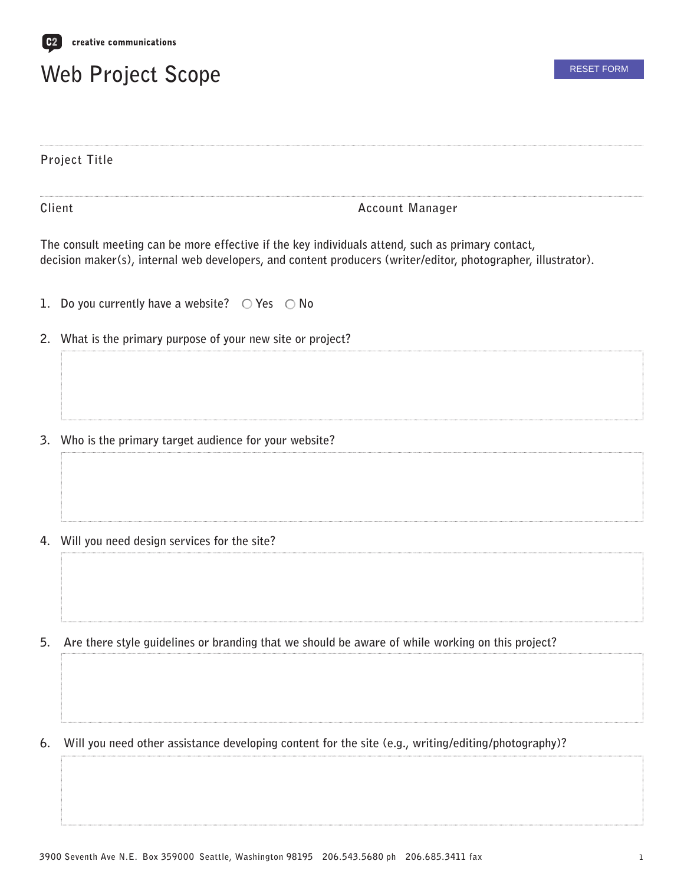**C2** creative communications

# Web Project Scope

RESET FORM

Project Title

Client

Account Manager

The consult meeting can be more effective if the key individuals attend, such as primary contact, decision maker(s), internal web developers, and content producers (writer/editor, photographer, illustrator).

1. Do you currently have a website? ○ Yes ○ No

2. What is the primary purpose of your new site or project?

3. Who is the primary target audience for your website?

4. Will you need design services for the site?

5. Are there style guidelines or branding that we should be aware of while working on this project?

6. Will you need other assistance developing content for the site (e.g., writing/editing/photography)?

3900 Seventh Ave N.E. Box 359000 Seattle, Washington 98195 206.543.5680 ph 206.685.3411 fax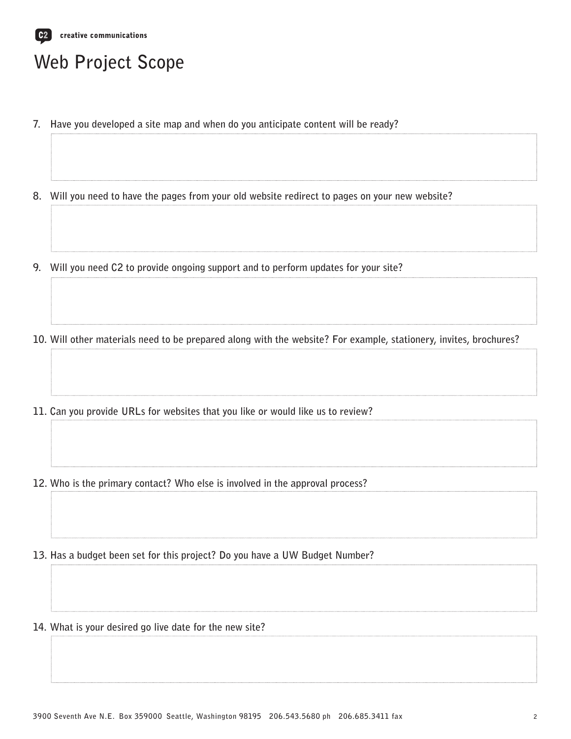C2 creative communications

# Web Project Scope

7. Have you developed a site map and when do you anticipate content will be ready?

8. Will you need to have the pages from your old website redirect to pages on your new website?

9. Will you need C2 to provide ongoing support and to perform updates for your site?

10. Will other materials need to be prepared along with the website? For example, stationery, invites, brochures?

11. Can you provide URLs for websites that you like or would like us to review?

12. Who is the primary contact? Who else is involved in the approval process?

13. Has a budget been set for this project? Do you have a UW Budget Number?

14. What is your desired go live date for the new site?

3900 Seventh Ave N.E. Box 359000 Seattle, Washington 98195 206.543.5680 ph 206.685.3411 fax